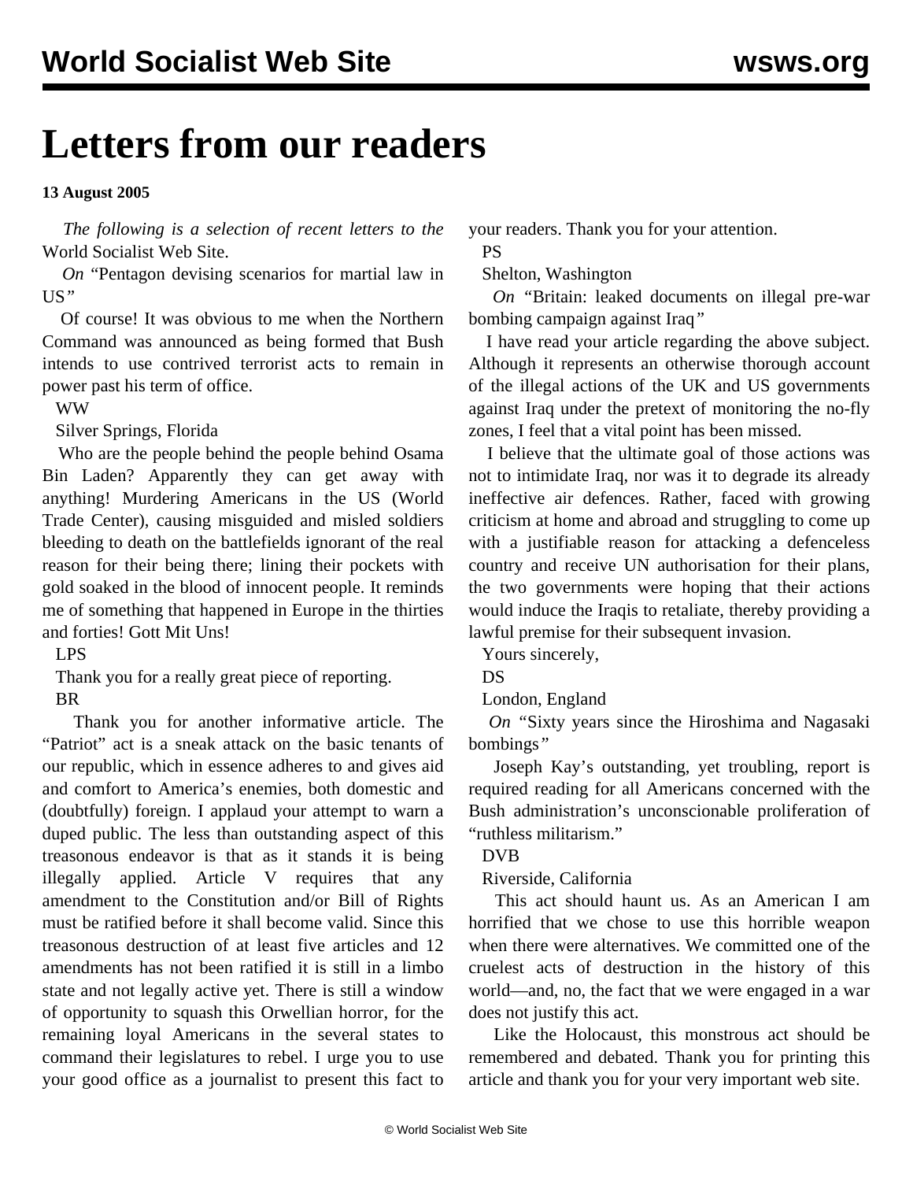# Letters from our readers

**13 August 2005**

*The following is a selection of recent letters to the* World Socialist Web Site.

*On* "Pentagon devising scenarios for martial law in US*"*

Of course! It was obvious to me when the Northern Command was announced as being formed that Bush intends to use contrived terrorist acts to remain in power past his term of office.

WW

Silver Springs, Florida

Who are the people behind the people behind Osama Bin Laden? Apparently they can get away with anything! Murdering Americans in the US (World Trade Center), causing misguided and misled soldiers bleeding to death on the battlefields ignorant of the real reason for their being there; lining their pockets with gold soaked in the blood of innocent people. It reminds me of something that happened in Europe in the thirties and forties! Gott Mit Uns!

LPS

Thank you for a really great piece of reporting.

BR

Thank you for another informative article. The "Patriot" act is a sneak attack on the basic tenants of our republic, which in essence adheres to and gives aid and comfort to America's enemies, both domestic and (doubtfully) foreign. I applaud your attempt to warn a duped public. The less than outstanding aspect of this treasonous endeavor is that as it stands it is being illegally applied. Article V requires that any amendment to the Constitution and/or Bill of Rights must be ratified before it shall become valid. Since this treasonous destruction of at least five articles and 12 amendments has not been ratified it is still in a limbo state and not legally active yet. There is still a window of opportunity to squash this Orwellian horror, for the remaining loyal Americans in the several states to command their legislatures to rebel. I urge you to use your good office as a journalist to present this fact to your readers. Thank you for your attention.

PS

Shelton, Washington

*On* "Britain: leaked documents on illegal pre-war bombing campaign against Iraq*"*

I have read your article regarding the above subject. Although it represents an otherwise thorough account of the illegal actions of the UK and US governments against Iraq under the pretext of monitoring the no-fly zones, I feel that a vital point has been missed.

I believe that the ultimate goal of those actions was not to intimidate Iraq, nor was it to degrade its already ineffective air defences. Rather, faced with growing criticism at home and abroad and struggling to come up with a justifiable reason for attacking a defenceless country and receive UN authorisation for their plans, the two governments were hoping that their actions would induce the Iraqis to retaliate, thereby providing a lawful premise for their subsequent invasion.

Yours sincerely,

DS

London, England

*On* "Sixty years since the Hiroshima and Nagasaki bombings*"*

Joseph Kay's outstanding, yet troubling, report is required reading for all Americans concerned with the Bush administration's unconscionable proliferation of "ruthless militarism."

DVB

Riverside, California

This act should haunt us. As an American I am horrified that we chose to use this horrible weapon when there were alternatives. We committed one of the cruelest acts of destruction in the history of this world—and, no, the fact that we were engaged in a war does not justify this act.

Like the Holocaust, this monstrous act should be remembered and debated. Thank you for printing this article and thank you for your very important web site.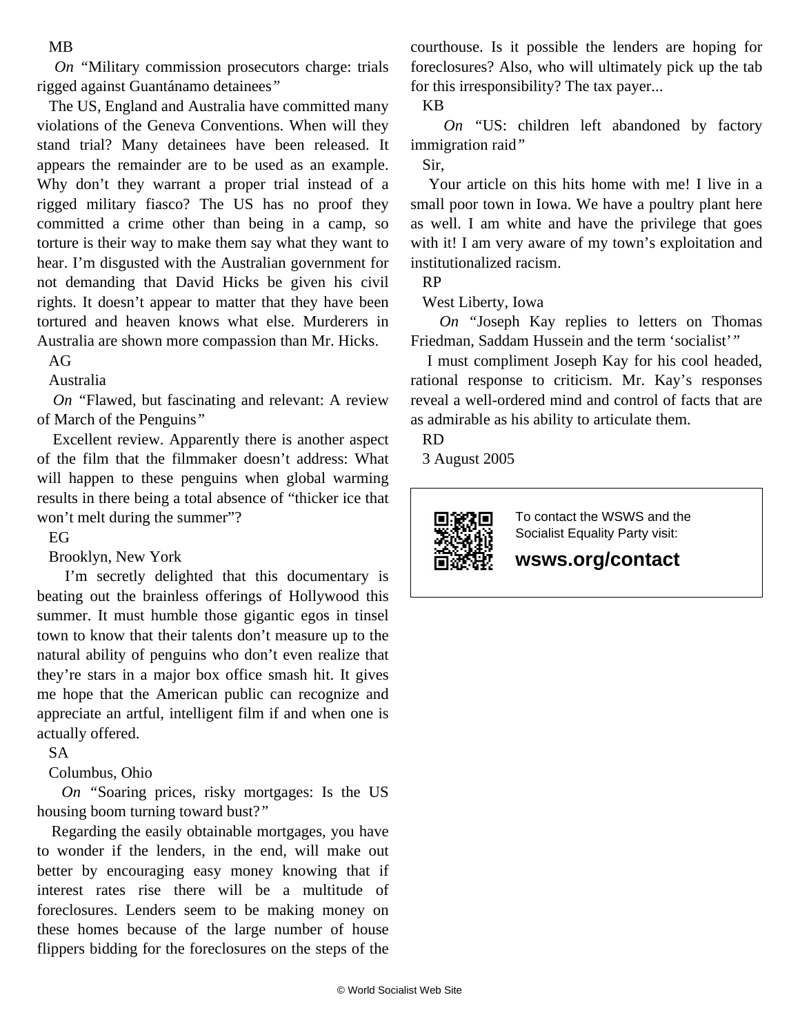MB

*On* “Military commission prosecutors charge: trials rigged against Guantánamo detainees”

The US, England and Australia have committed many violations of the Geneva Conventions. When will they stand trial? Many detainees have been released. It appears the remainder are to be used as an example. Why don’t they warrant a proper trial instead of a rigged military fiasco? The US has no proof they committed a crime other than being in a camp, so torture is their way to make them say what they want to hear. I’m disgusted with the Australian government for not demanding that David Hicks be given his civil rights. It doesn’t appear to matter that they have been tortured and heaven knows what else. Murderers in Australia are shown more compassion than Mr. Hicks.

AG

Australia

*On* “Flawed, but fascinating and relevant: A review of March of the Penguins”

Excellent review. Apparently there is another aspect of the film that the filmmaker doesn’t address: What will happen to these penguins when global warming results in there being a total absence of “thicker ice that won’t melt during the summer”?

EG

Brooklyn, New York

I’m secretly delighted that this documentary is beating out the brainless offerings of Hollywood this summer. It must humble those gigantic egos in tinsel town to know that their talents don’t measure up to the natural ability of penguins who don’t even realize that they’re stars in a major box office smash hit. It gives me hope that the American public can recognize and appreciate an artful, intelligent film if and when one is actually offered.

SA

Columbus, Ohio

*On* “Soaring prices, risky mortgages: Is the US housing boom turning toward bust?”

Regarding the easily obtainable mortgages, you have to wonder if the lenders, in the end, will make out better by encouraging easy money knowing that if interest rates rise there will be a multitude of foreclosures. Lenders seem to be making money on these homes because of the large number of house flippers bidding for the foreclosures on the steps of the courthouse. Is it possible the lenders are hoping for foreclosures? Also, who will ultimately pick up the tab for this irresponsibility? The tax payer...

KB

*On* “US: children left abandoned by factory immigration raid”

Sir,

Your article on this hits home with me! I live in a small poor town in Iowa. We have a poultry plant here as well. I am white and have the privilege that goes with it! I am very aware of my town’s exploitation and institutionalized racism.

RP

West Liberty, Iowa

*On* “Joseph Kay replies to letters on Thomas Friedman, Saddam Hussein and the term ‘socialist’”

I must compliment Joseph Kay for his cool headed, rational response to criticism. Mr. Kay’s responses reveal a well-ordered mind and control of facts that are as admirable as his ability to articulate them.

RD

3 August 2005

To contact the WSWS and the Socialist Equality Party visit:

**wsws.org/contact**